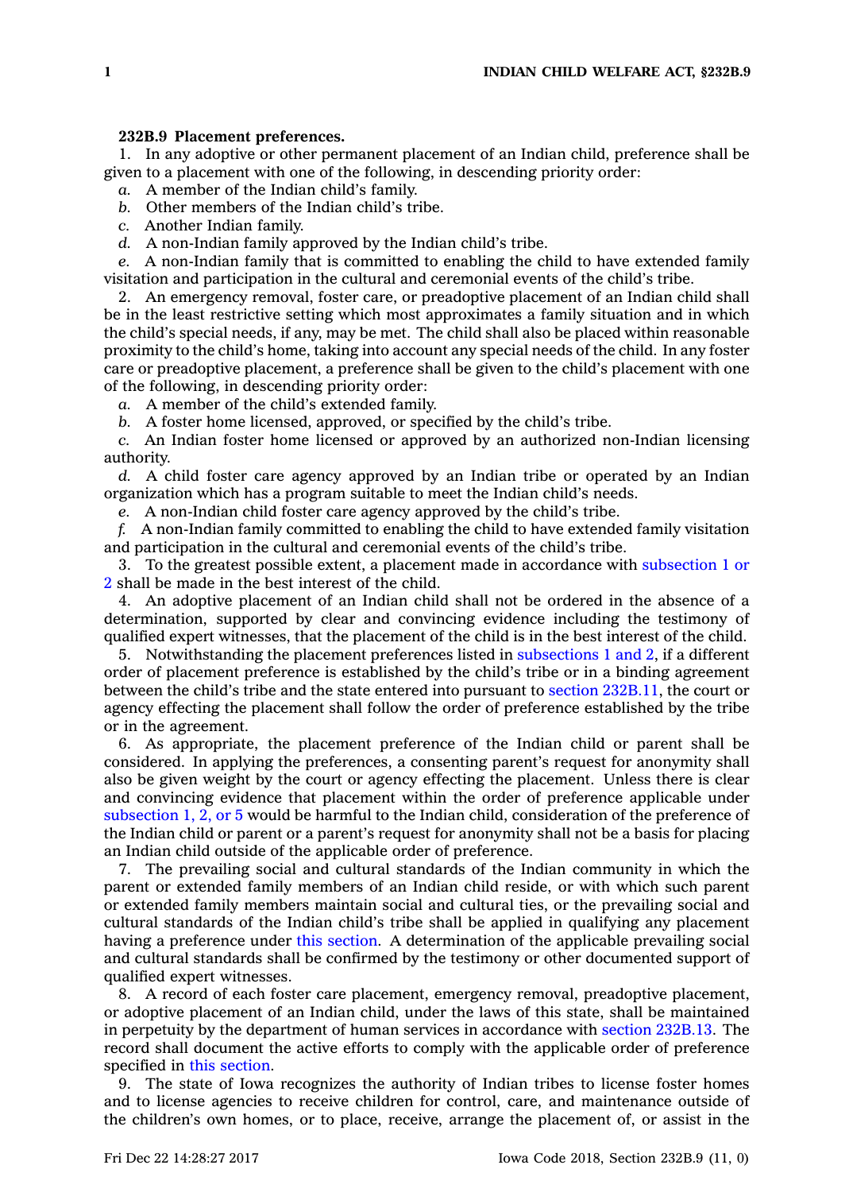**232B.9 Placement preferences.**

1. In any adoptive or other permanent placement of an Indian child, preference shall be given to a placement with one of the following, in descending priority order:

*a.* A member of the Indian child's family.

*b.* Other members of the Indian child's tribe.

*c.* Another Indian family.

*d.* A non-Indian family approved by the Indian child's tribe.

*e.* A non-Indian family that is committed to enabling the child to have extended family visitation and participation in the cultural and ceremonial events of the child's tribe.

2. An emergency removal, foster care, or preadoptive placement of an Indian child shall be in the least restrictive setting which most approximates a family situation and in which the child's special needs, if any, may be met. The child shall also be placed within reasonable proximity to the child's home, taking into account any special needs of the child. In any foster care or preadoptive placement, a preference shall be given to the child's placement with one of the following, in descending priority order:

*a.* A member of the child's extended family.

*b.* A foster home licensed, approved, or specified by the child's tribe.

*c.* An Indian foster home licensed or approved by an authorized non-Indian licensing authority.

*d.* A child foster care agency approved by an Indian tribe or operated by an Indian organization which has a program suitable to meet the Indian child's needs.

*e.* A non-Indian child foster care agency approved by the child's tribe.

*f.* A non-Indian family committed to enabling the child to have extended family visitation and participation in the cultural and ceremonial events of the child's tribe.

3. To the greatest possible extent, a placement made in accordance with subsection 1 or 2 shall be made in the best interest of the child.

4. An adoptive placement of an Indian child shall not be ordered in the absence of a determination, supported by clear and convincing evidence including the testimony of qualified expert witnesses, that the placement of the child is in the best interest of the child.

5. Notwithstanding the placement preferences listed in subsections 1 and 2, if a different order of placement preference is established by the child's tribe or in a binding agreement between the child's tribe and the state entered into pursuant to section 232B.11, the court or agency effecting the placement shall follow the order of preference established by the tribe or in the agreement.

6. As appropriate, the placement preference of the Indian child or parent shall be considered. In applying the preferences, a consenting parent's request for anonymity shall also be given weight by the court or agency effecting the placement. Unless there is clear and convincing evidence that placement within the order of preference applicable under subsection 1, 2, or 5 would be harmful to the Indian child, consideration of the preference of the Indian child or parent or a parent's request for anonymity shall not be a basis for placing an Indian child outside of the applicable order of preference.

7. The prevailing social and cultural standards of the Indian community in which the parent or extended family members of an Indian child reside, or with which such parent or extended family members maintain social and cultural ties, or the prevailing social and cultural standards of the Indian child's tribe shall be applied in qualifying any placement having a preference under this section. A determination of the applicable prevailing social and cultural standards shall be confirmed by the testimony or other documented support of qualified expert witnesses.

8. A record of each foster care placement, emergency removal, preadoptive placement, or adoptive placement of an Indian child, under the laws of this state, shall be maintained in perpetuity by the department of human services in accordance with section 232B.13. The record shall document the active efforts to comply with the applicable order of preference specified in this section.

9. The state of Iowa recognizes the authority of Indian tribes to license foster homes and to license agencies to receive children for control, care, and maintenance outside of the children's own homes, or to place, receive, arrange the placement of, or assist in the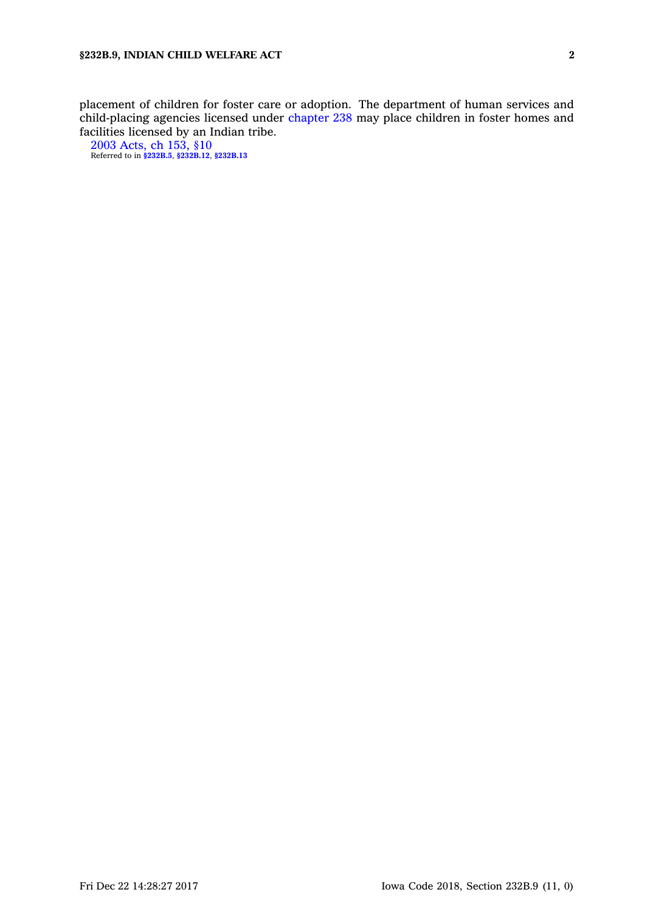placement of children for foster care or adoption. The department of human services and child-placing agencies licensed under chapter 238 may place children in foster homes and facilities licensed by an Indian tribe.

2003 Acts, ch 153, §10

Referred to in **§232B.5**, **§232B.12**, **§232B.13**